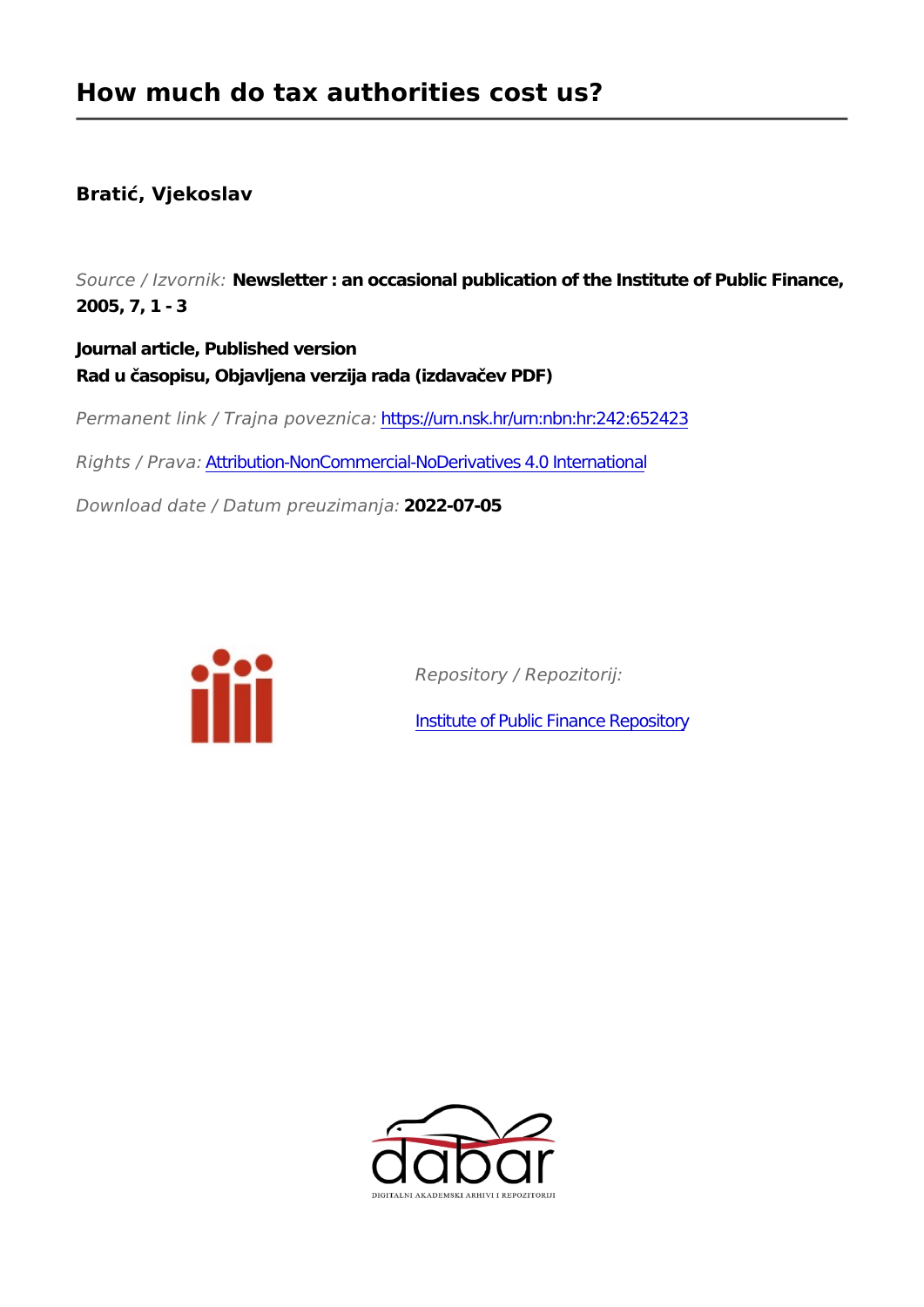# How much do tax authorities cost us?

**Bratić, Vjekoslav**

*Source / Izvornik:* **Newsletter : an occasional publication of the Institute of Public Finance, 2005, 7, 1 - 3**

**Journal article, Published version**
**Rad u časopisu, Objavljena verzija rada (izdavačev PDF)**

*Permanent link / Trajna poveznica:* https://urn.nsk.hr/urn:nbn:hr:242:652423

*Rights / Prava:* Attribution-NonCommercial-NoDerivatives 4.0 International

*Download date / Datum preuzimanja:* **2022-07-05**

*Repository / Repozitorij:*

Institute of Public Finance Repository

DIGITALNI AKADEMSKI ARHIVI I REPOZITORIJI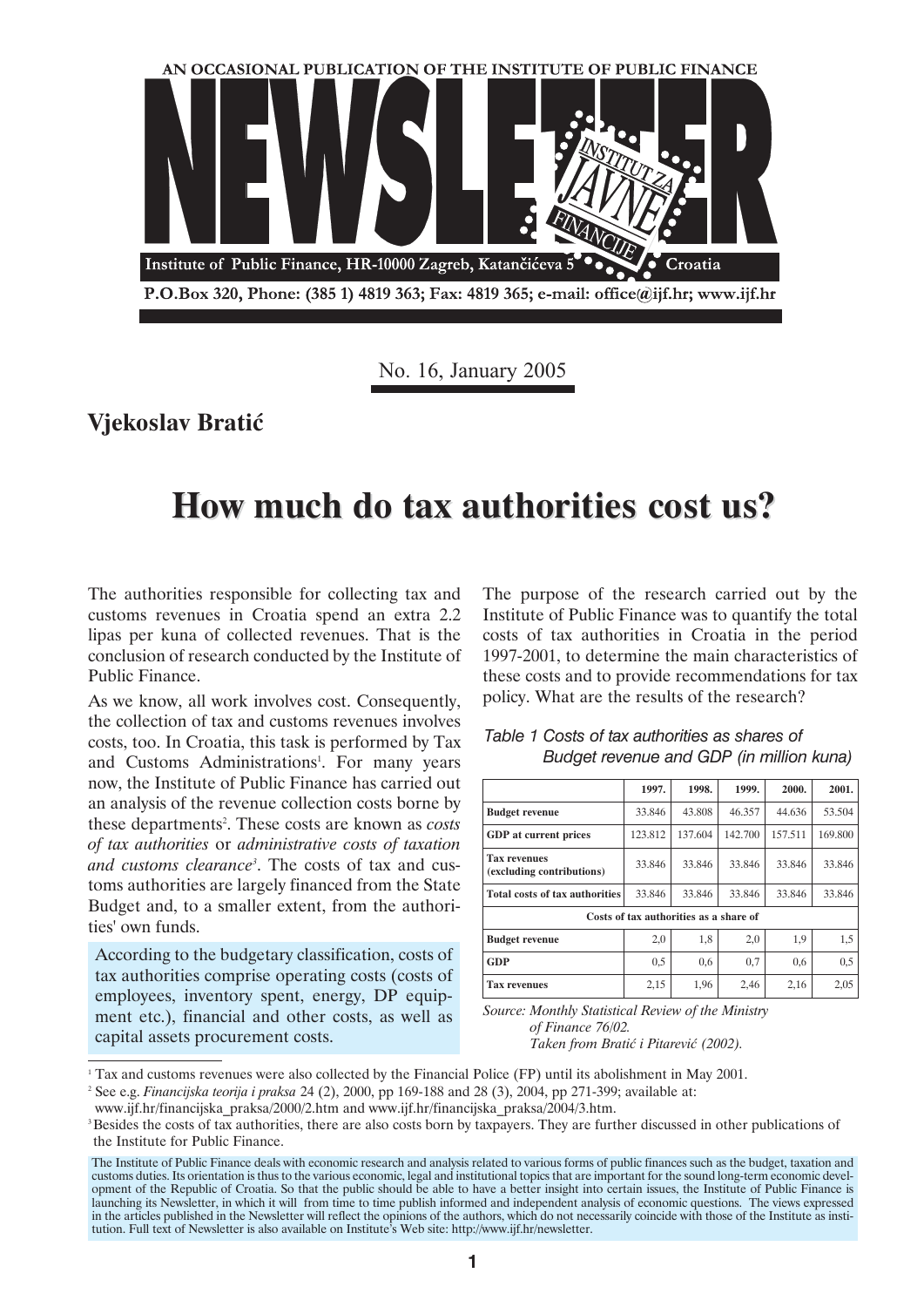AN OCCASIONAL PUBLICATION OF THE INSTITUTE OF PUBLIC FINANCE

# NEWSLETTER

Institute of Public Finance, HR-10000 Zagreb, Katančićeva 5 Croatia

P.O.Box 320, Phone: (385 1) 4819 363; Fax: 4819 365; e-mail: office@ijf.hr; www.ijf.hr

No. 16, January 2005

**Vjekoslav Bratić**

# How much do tax authorities cost us?

The authorities responsible for collecting tax and customs revenues in Croatia spend an extra 2.2 lipas per kuna of collected revenues. That is the conclusion of research conducted by the Institute of Public Finance.

As we know, all work involves cost. Consequently, the collection of tax and customs revenues involves costs, too. In Croatia, this task is performed by Tax and Customs Administrations[1]. For many years now, the Institute of Public Finance has carried out an analysis of the revenue collection costs borne by these departments[2]. These costs are known as *costs of tax authorities* or *administrative costs of taxation and customs clearance*[3]. The costs of tax and customs authorities are largely financed from the State Budget and, to a smaller extent, from the authorities' own funds.

According to the budgetary classification, costs of tax authorities comprise operating costs (costs of employees, inventory spent, energy, DP equipment etc.), financial and other costs, as well as capital assets procurement costs.

The purpose of the research carried out by the Institute of Public Finance was to quantify the total costs of tax authorities in Croatia in the period 1997-2001, to determine the main characteristics of these costs and to provide recommendations for tax policy. What are the results of the research?

*Table 1 Costs of tax authorities as shares of Budget revenue and GDP (in million kuna)*

| | 1997. | 1998. | 1999. | 2000. | 2001. |
|---|---|---|---|---|---|
| **Budget revenue** | 33.846 | 43.808 | 46.357 | 44.636 | 53.504 |
| **GDP at current prices** | 123.812 | 137.604 | 142.700 | 157.511 | 169.800 |
| **Tax revenues (excluding contributions)** | 33.846 | 33.846 | 33.846 | 33.846 | 33.846 |
| **Total costs of tax authorities** | 33.846 | 33.846 | 33.846 | 33.846 | 33.846 |
| **Costs of tax authorities as a share of** | | | | | |
| **Budget revenue** | 2,0 | 1,8 | 2,0 | 1,9 | 1,5 |
| **GDP** | 0,5 | 0,6 | 0,7 | 0,6 | 0,5 |
| **Tax revenues** | 2,15 | 1,96 | 2,46 | 2,16 | 2,05 |

*Source: Monthly Statistical Review of the Ministry of Finance 76/02. Taken from Bratić i Pitarević (2002).*

[1] Tax and customs revenues were also collected by the Financial Police (FP) until its abolishment in May 2001.

[2] See e.g. *Financijska teorija i praksa* 24 (2), 2000, pp 169-188 and 28 (3), 2004, pp 271-399; available at: www.ijf.hr/financijska_praksa/2000/2.htm and www.ijf.hr/financijska_praksa/2004/3.htm.

[3] Besides the costs of tax authorities, there are also costs born by taxpayers. They are further discussed in other publications of the Institute for Public Finance.

The Institute of Public Finance deals with economic research and analysis related to various forms of public finances such as the budget, taxation and customs duties. Its orientation is thus to the various economic, legal and institutional topics that are important for the sound long-term economic development of the Republic of Croatia. So that the public should be able to have a better insight into certain issues, the Institute of Public Finance is launching its Newsletter, in which it will from time to time publish informed and independent analysis of economic questions. The views expressed in the articles published in the Newsletter will reflect the opinions of the authors, which do not necessarily coincide with those of the Institute as institution. Full text of Newsletter is also available on Institute's Web site: http://www.ijf.hr/newsletter.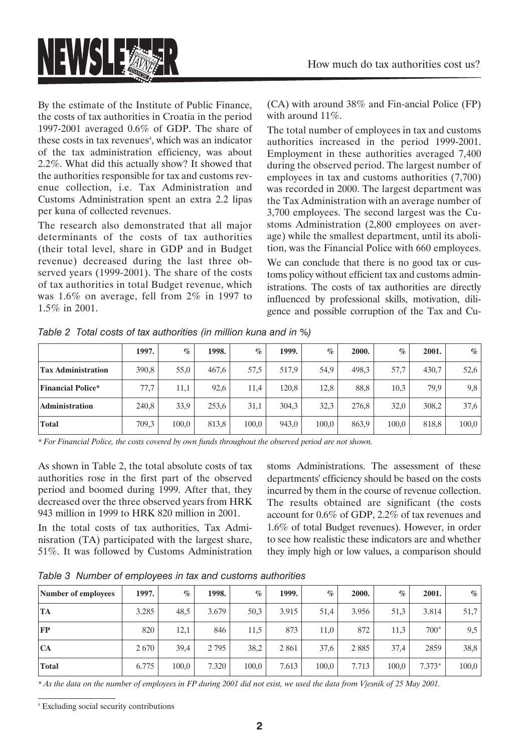By the estimate of the Institute of Public Finance, the costs of tax authorities in Croatia in the period 1997-2001 averaged 0.6% of GDP. The share of these costs in tax revenues[4], which was an indicator of the tax administration efficiency, was about 2.2%. What did this actually show? It showed that the authorities responsible for tax and customs revenue collection, i.e. Tax Administration and Customs Administration spent an extra 2.2 lipas per kuna of collected revenues.

The research also demonstrated that all major determinants of the costs of tax authorities (their total level, share in GDP and in Budget revenue) decreased during the last three observed years (1999-2001). The share of the costs of tax authorities in total Budget revenue, which was 1.6% on average, fell from 2% in 1997 to 1.5% in 2001.

*Table 2 Total costs of tax authorities (in million kuna and in %)*

| | 1997. | % | 1998. | % | 1999. | % | 2000. | % | 2001. | % |
|---|---|---|---|---|---|---|---|---|---|---|
| **Tax Administration** | 390,8 | 55,0 | 467,6 | 57,5 | 517,9 | 54,9 | 498,3 | 57,7 | 430,7 | 52,6 |
| **Financial Police*** | 77,7 | 11,1 | 92,6 | 11,4 | 120,8 | 12,8 | 88,8 | 10,3 | 79,9 | 9,8 |
| **Administration** | 240,8 | 33,9 | 253,6 | 31,1 | 304,3 | 32,3 | 276,8 | 32,0 | 308,2 | 37,6 |
| **Total** | 709,3 | 100,0 | 813,8 | 100,0 | 943,0 | 100,0 | 863,9 | 100,0 | 818,8 | 100,0 |

*\* For Financial Police, the costs covered by own funds throughout the observed period are not shown.*

As shown in Table 2, the total absolute costs of tax authorities rose in the first part of the observed period and boomed during 1999. After that, they decreased over the three observed years from HRK 943 million in 1999 to HRK 820 million in 2001.

In the total costs of tax authorities, Tax Adminisration (TA) participated with the largest share, 51%. It was followed by Customs Administration (CA) with around 38% and Fin-ancial Police (FP) with around 11%.

The total number of employees in tax and customs authorities increased in the period 1999-2001. Employment in these authorities averaged 7,400 during the observed period. The largest number of employees in tax and customs authorities (7,700) was recorded in 2000. The largest department was the Tax Administration with an average number of 3,700 employees. The second largest was the Customs Administration (2,800 employees on average) while the smallest department, until its abolition, was the Financial Police with 660 employees.

We can conclude that there is no good tax or customs policy without efficient tax and customs administrations. The costs of tax authorities are directly influenced by professional skills, motivation, diligence and possible corruption of the Tax and Customs Administrations. The assessment of these departments' efficiency should be based on the costs incurred by them in the course of revenue collection. The results obtained are significant (the costs account for 0.6% of GDP, 2.2% of tax revenues and 1.6% of total Budget revenues). However, in order to see how realistic these indicators are and whether they imply high or low values, a comparison should

*Table 3 Number of employees in tax and customs authorities*

| Number of employees | 1997. | % | 1998. | % | 1999. | % | 2000. | % | 2001. | % |
|---|---|---|---|---|---|---|---|---|---|---|
| **TA** | 3.285 | 48,5 | 3.679 | 50,3 | 3.915 | 51,4 | 3.956 | 51,3 | 3.814 | 51,7 |
| **FP** | 820 | 12,1 | 846 | 11,5 | 873 | 11,0 | 872 | 11,3 | 700* | 9,5 |
| **CA** | 2 670 | 39,4 | 2 795 | 38,2 | 2 861 | 37,6 | 2 885 | 37,4 | 2859 | 38,8 |
| **Total** | 6.775 | 100,0 | 7.320 | 100,0 | 7.613 | 100,0 | 7.713 | 100,0 | 7.373* | 100,0 |

*\* As the data on the number of employees in FP during 2001 did not exist, we used the data from Vjesnik of 25 May 2001.*

[4] Excluding social security contributions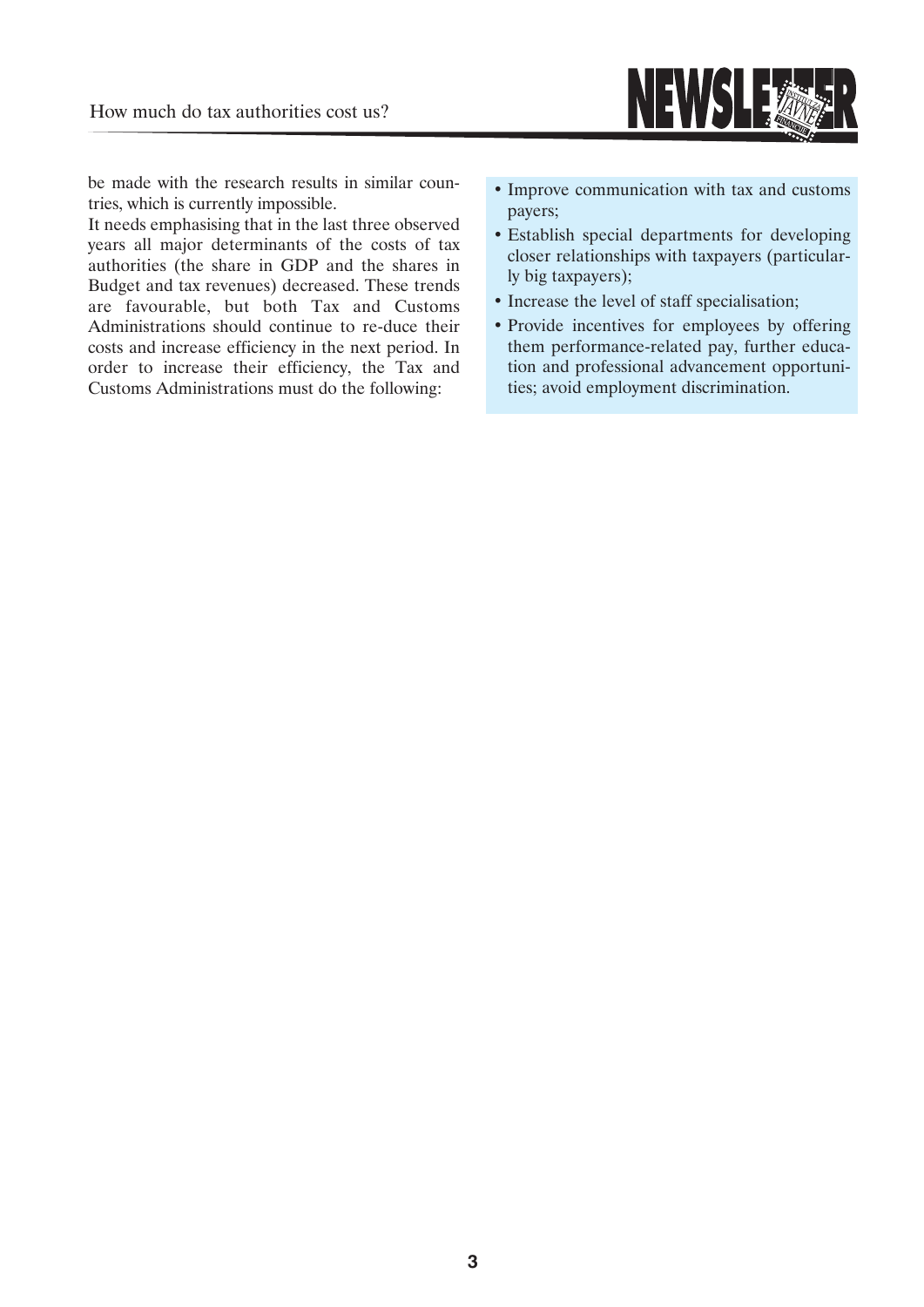be made with the research results in similar countries, which is currently impossible.

It needs emphasising that in the last three observed years all major determinants of the costs of tax authorities (the share in GDP and the shares in Budget and tax revenues) decreased. These trends are favourable, but both Tax and Customs Administrations should continue to re-duce their costs and increase efficiency in the next period. In order to increase their efficiency, the Tax and Customs Administrations must do the following:

- Improve communication with tax and customs payers;
- Establish special departments for developing closer relationships with taxpayers (particularly big taxpayers);
- Increase the level of staff specialisation;
- Provide incentives for employees by offering them performance-related pay, further education and professional advancement opportunities; avoid employment discrimination.